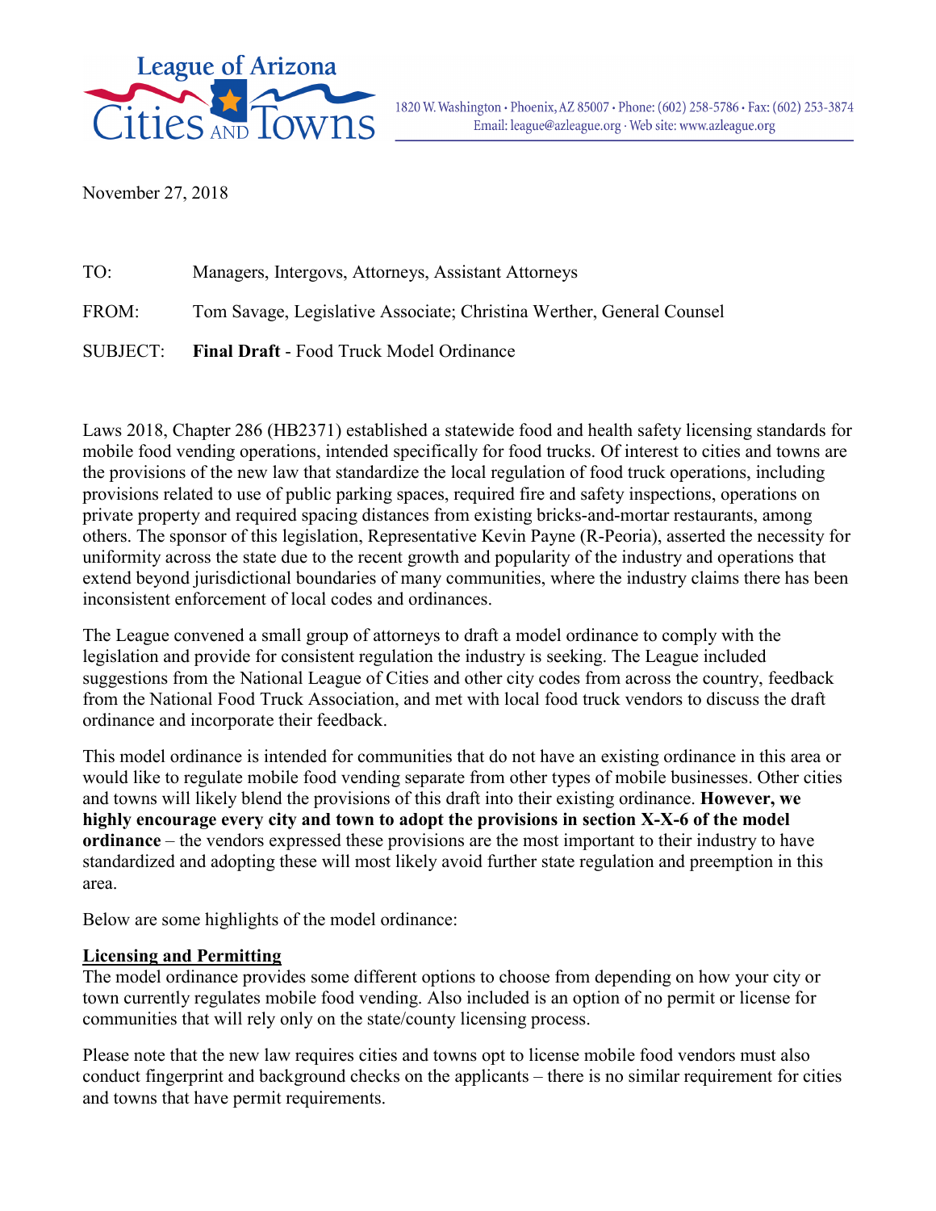League of Arizona Cities and Towns

1820 W. Washington • Phoenix, AZ 85007 • Phone: (602) 258-5786 • Fax: (602) 253-3874
Email: league@azleague.org • Web site: www.azleague.org

November 27, 2018

TO: Managers, Intergovs, Attorneys, Assistant Attorneys

FROM: Tom Savage, Legislative Associate; Christina Werther, General Counsel

SUBJECT: **Final Draft** - Food Truck Model Ordinance

Laws 2018, Chapter 286 (HB2371) established a statewide food and health safety licensing standards for mobile food vending operations, intended specifically for food trucks. Of interest to cities and towns are the provisions of the new law that standardize the local regulation of food truck operations, including provisions related to use of public parking spaces, required fire and safety inspections, operations on private property and required spacing distances from existing bricks-and-mortar restaurants, among others. The sponsor of this legislation, Representative Kevin Payne (R-Peoria), asserted the necessity for uniformity across the state due to the recent growth and popularity of the industry and operations that extend beyond jurisdictional boundaries of many communities, where the industry claims there has been inconsistent enforcement of local codes and ordinances.

The League convened a small group of attorneys to draft a model ordinance to comply with the legislation and provide for consistent regulation the industry is seeking. The League included suggestions from the National League of Cities and other city codes from across the country, feedback from the National Food Truck Association, and met with local food truck vendors to discuss the draft ordinance and incorporate their feedback.

This model ordinance is intended for communities that do not have an existing ordinance in this area or would like to regulate mobile food vending separate from other types of mobile businesses. Other cities and towns will likely blend the provisions of this draft into their existing ordinance. **However, we highly encourage every city and town to adopt the provisions in section X-X-6 of the model ordinance** – the vendors expressed these provisions are the most important to their industry to have standardized and adopting these will most likely avoid further state regulation and preemption in this area.

Below are some highlights of the model ordinance:

**Licensing and Permitting**

The model ordinance provides some different options to choose from depending on how your city or town currently regulates mobile food vending. Also included is an option of no permit or license for communities that will rely only on the state/county licensing process.

Please note that the new law requires cities and towns opt to license mobile food vendors must also conduct fingerprint and background checks on the applicants – there is no similar requirement for cities and towns that have permit requirements.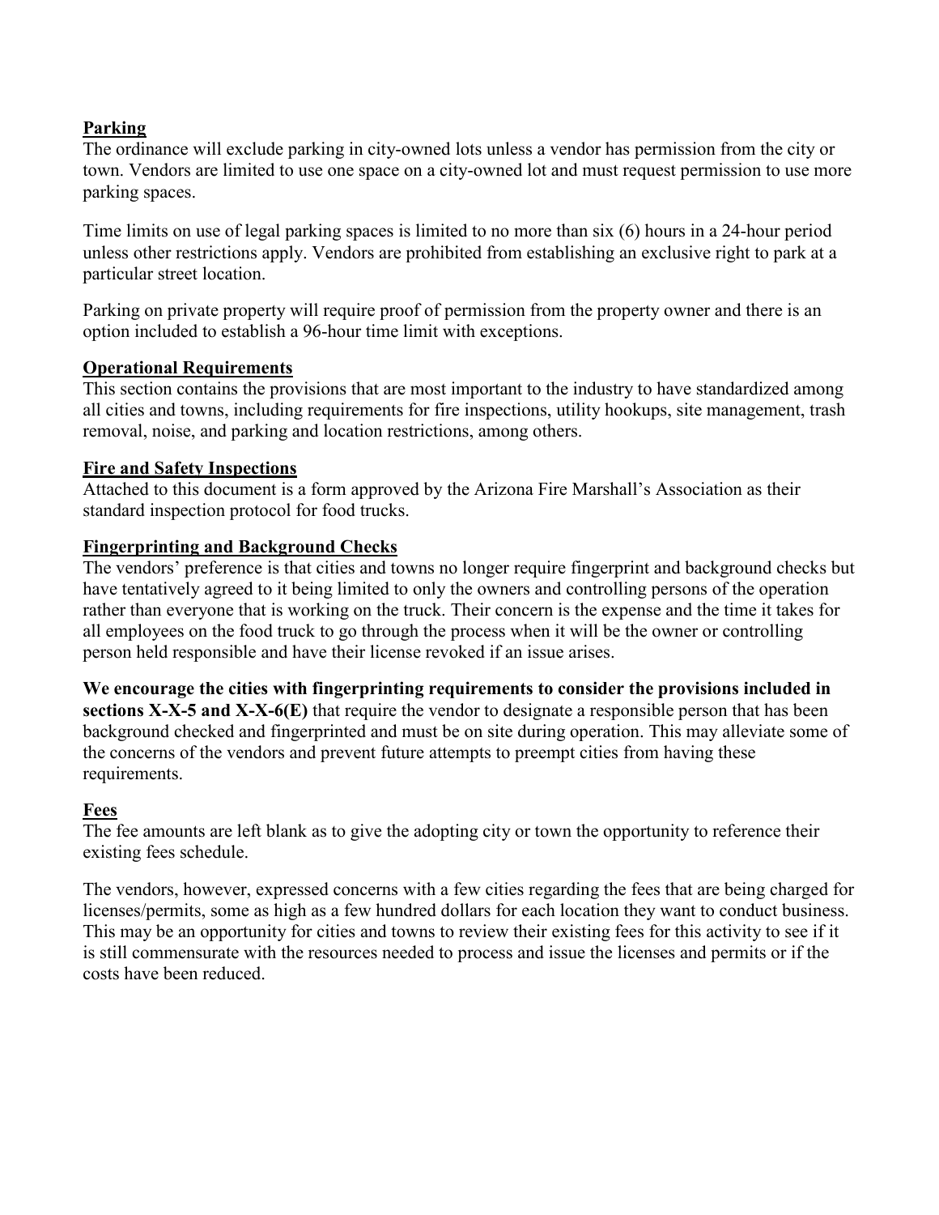## Parking

The ordinance will exclude parking in city-owned lots unless a vendor has permission from the city or town. Vendors are limited to use one space on a city-owned lot and must request permission to use more parking spaces.

Time limits on use of legal parking spaces is limited to no more than six (6) hours in a 24-hour period unless other restrictions apply. Vendors are prohibited from establishing an exclusive right to park at a particular street location.

Parking on private property will require proof of permission from the property owner and there is an option included to establish a 96-hour time limit with exceptions.

## Operational Requirements

This section contains the provisions that are most important to the industry to have standardized among all cities and towns, including requirements for fire inspections, utility hookups, site management, trash removal, noise, and parking and location restrictions, among others.

## Fire and Safety Inspections

Attached to this document is a form approved by the Arizona Fire Marshall's Association as their standard inspection protocol for food trucks.

## Fingerprinting and Background Checks

The vendors' preference is that cities and towns no longer require fingerprint and background checks but have tentatively agreed to it being limited to only the owners and controlling persons of the operation rather than everyone that is working on the truck. Their concern is the expense and the time it takes for all employees on the food truck to go through the process when it will be the owner or controlling person held responsible and have their license revoked if an issue arises.

**We encourage the cities with fingerprinting requirements to consider the provisions included in sections X-X-5 and X-X-6(E)** that require the vendor to designate a responsible person that has been background checked and fingerprinted and must be on site during operation. This may alleviate some of the concerns of the vendors and prevent future attempts to preempt cities from having these requirements.

## Fees

The fee amounts are left blank as to give the adopting city or town the opportunity to reference their existing fees schedule.

The vendors, however, expressed concerns with a few cities regarding the fees that are being charged for licenses/permits, some as high as a few hundred dollars for each location they want to conduct business. This may be an opportunity for cities and towns to review their existing fees for this activity to see if it is still commensurate with the resources needed to process and issue the licenses and permits or if the costs have been reduced.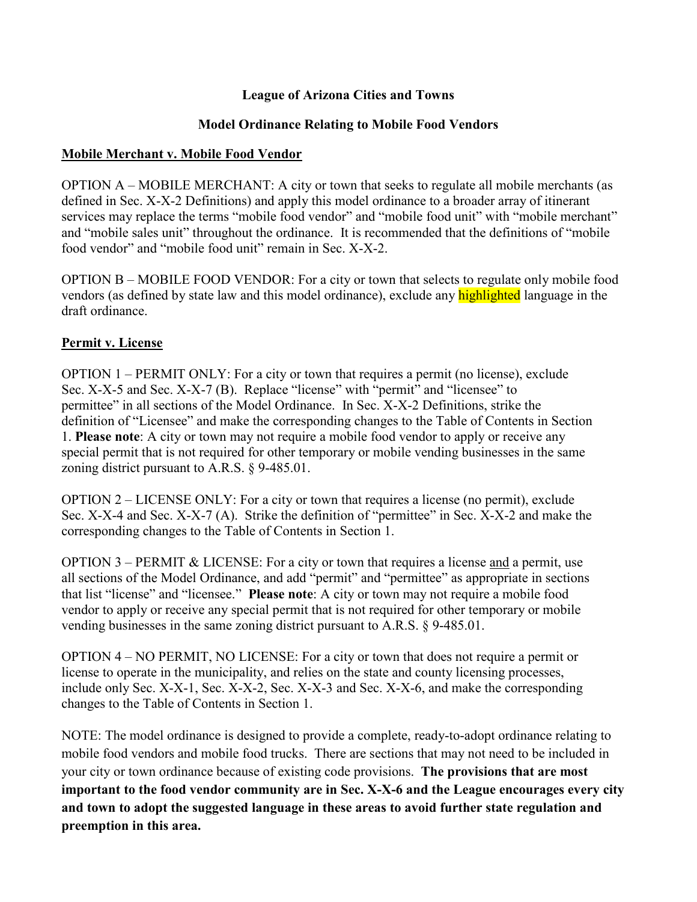**League of Arizona Cities and Towns**

**Model Ordinance Relating to Mobile Food Vendors**

**Mobile Merchant v. Mobile Food Vendor**

OPTION A – MOBILE MERCHANT: A city or town that seeks to regulate all mobile merchants (as defined in Sec. X-X-2 Definitions) and apply this model ordinance to a broader array of itinerant services may replace the terms "mobile food vendor" and "mobile food unit" with "mobile merchant" and "mobile sales unit" throughout the ordinance. It is recommended that the definitions of "mobile food vendor" and "mobile food unit" remain in Sec. X-X-2.

OPTION B – MOBILE FOOD VENDOR: For a city or town that selects to regulate only mobile food vendors (as defined by state law and this model ordinance), exclude any highlighted language in the draft ordinance.

**Permit v. License**

OPTION 1 – PERMIT ONLY: For a city or town that requires a permit (no license), exclude Sec. X-X-5 and Sec. X-X-7 (B). Replace "license" with "permit" and "licensee" to permittee" in all sections of the Model Ordinance. In Sec. X-X-2 Definitions, strike the definition of "Licensee" and make the corresponding changes to the Table of Contents in Section 1. **Please note**: A city or town may not require a mobile food vendor to apply or receive any special permit that is not required for other temporary or mobile vending businesses in the same zoning district pursuant to A.R.S. § 9-485.01.

OPTION 2 – LICENSE ONLY: For a city or town that requires a license (no permit), exclude Sec. X-X-4 and Sec. X-X-7 (A). Strike the definition of "permittee" in Sec. X-X-2 and make the corresponding changes to the Table of Contents in Section 1.

OPTION 3 – PERMIT & LICENSE: For a city or town that requires a license and a permit, use all sections of the Model Ordinance, and add "permit" and "permittee" as appropriate in sections that list "license" and "licensee." **Please note**: A city or town may not require a mobile food vendor to apply or receive any special permit that is not required for other temporary or mobile vending businesses in the same zoning district pursuant to A.R.S. § 9-485.01.

OPTION 4 – NO PERMIT, NO LICENSE: For a city or town that does not require a permit or license to operate in the municipality, and relies on the state and county licensing processes, include only Sec. X-X-1, Sec. X-X-2, Sec. X-X-3 and Sec. X-X-6, and make the corresponding changes to the Table of Contents in Section 1.

NOTE: The model ordinance is designed to provide a complete, ready-to-adopt ordinance relating to mobile food vendors and mobile food trucks. There are sections that may not need to be included in your city or town ordinance because of existing code provisions. **The provisions that are most important to the food vendor community are in Sec. X-X-6 and the League encourages every city and town to adopt the suggested language in these areas to avoid further state regulation and preemption in this area.**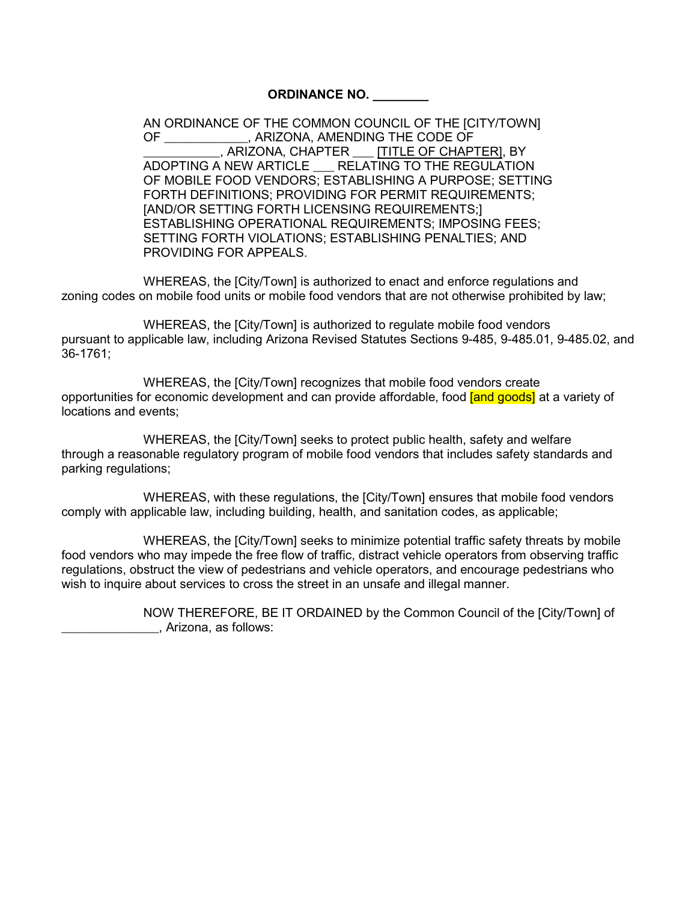**ORDINANCE NO. ________**

AN ORDINANCE OF THE COMMON COUNCIL OF THE [CITY/TOWN] OF ____________, ARIZONA, AMENDING THE CODE OF ___________, ARIZONA, CHAPTER ___ [TITLE OF CHAPTER], BY ADOPTING A NEW ARTICLE ___ RELATING TO THE REGULATION OF MOBILE FOOD VENDORS; ESTABLISHING A PURPOSE; SETTING FORTH DEFINITIONS; PROVIDING FOR PERMIT REQUIREMENTS; [AND/OR SETTING FORTH LICENSING REQUIREMENTS;] ESTABLISHING OPERATIONAL REQUIREMENTS; IMPOSING FEES; SETTING FORTH VIOLATIONS; ESTABLISHING PENALTIES; AND PROVIDING FOR APPEALS.

WHEREAS, the [City/Town] is authorized to enact and enforce regulations and zoning codes on mobile food units or mobile food vendors that are not otherwise prohibited by law;

WHEREAS, the [City/Town] is authorized to regulate mobile food vendors pursuant to applicable law, including Arizona Revised Statutes Sections 9-485, 9-485.01, 9-485.02, and 36-1761;

WHEREAS, the [City/Town] recognizes that mobile food vendors create opportunities for economic development and can provide affordable, food [and goods] at a variety of locations and events;

WHEREAS, the [City/Town] seeks to protect public health, safety and welfare through a reasonable regulatory program of mobile food vendors that includes safety standards and parking regulations;

WHEREAS, with these regulations, the [City/Town] ensures that mobile food vendors comply with applicable law, including building, health, and sanitation codes, as applicable;

WHEREAS, the [City/Town] seeks to minimize potential traffic safety threats by mobile food vendors who may impede the free flow of traffic, distract vehicle operators from observing traffic regulations, obstruct the view of pedestrians and vehicle operators, and encourage pedestrians who wish to inquire about services to cross the street in an unsafe and illegal manner.

NOW THEREFORE, BE IT ORDAINED by the Common Council of the [City/Town] of ______________, Arizona, as follows: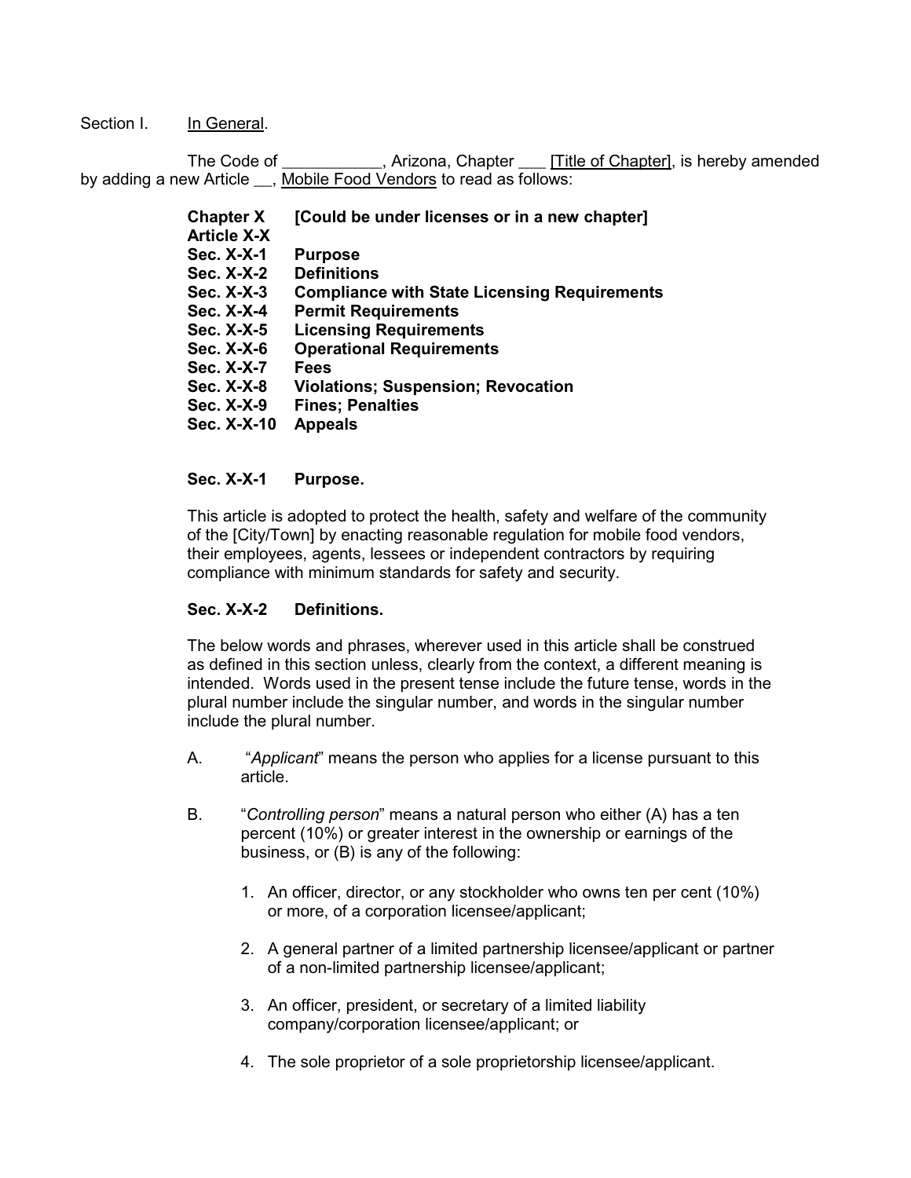Section I. <u>In General</u>.

The Code of ___________, Arizona, Chapter ___ <u>[Title of Chapter]</u>, is hereby amended by adding a new Article __, <u>Mobile Food Vendors</u> to read as follows:

**Chapter X** **[Could be under licenses or in a new chapter]**
**Article X-X**
**Sec. X-X-1** **Purpose**
**Sec. X-X-2** **Definitions**
**Sec. X-X-3** **Compliance with State Licensing Requirements**
**Sec. X-X-4** **Permit Requirements**
**Sec. X-X-5** **Licensing Requirements**
**Sec. X-X-6** **Operational Requirements**
**Sec. X-X-7** **Fees**
**Sec. X-X-8** **Violations; Suspension; Revocation**
**Sec. X-X-9** **Fines; Penalties**
**Sec. X-X-10** **Appeals**

**Sec. X-X-1 Purpose.**

This article is adopted to protect the health, safety and welfare of the community of the [City/Town] by enacting reasonable regulation for mobile food vendors, their employees, agents, lessees or independent contractors by requiring compliance with minimum standards for safety and security.

**Sec. X-X-2 Definitions.**

The below words and phrases, wherever used in this article shall be construed as defined in this section unless, clearly from the context, a different meaning is intended. Words used in the present tense include the future tense, words in the plural number include the singular number, and words in the singular number include the plural number.

A. "*Applicant*" means the person who applies for a license pursuant to this article.

B. "*Controlling person*" means a natural person who either (A) has a ten percent (10%) or greater interest in the ownership or earnings of the business, or (B) is any of the following:

1. An officer, director, or any stockholder who owns ten per cent (10%) or more, of a corporation licensee/applicant;

2. A general partner of a limited partnership licensee/applicant or partner of a non-limited partnership licensee/applicant;

3. An officer, president, or secretary of a limited liability company/corporation licensee/applicant; or

4. The sole proprietor of a sole proprietorship licensee/applicant.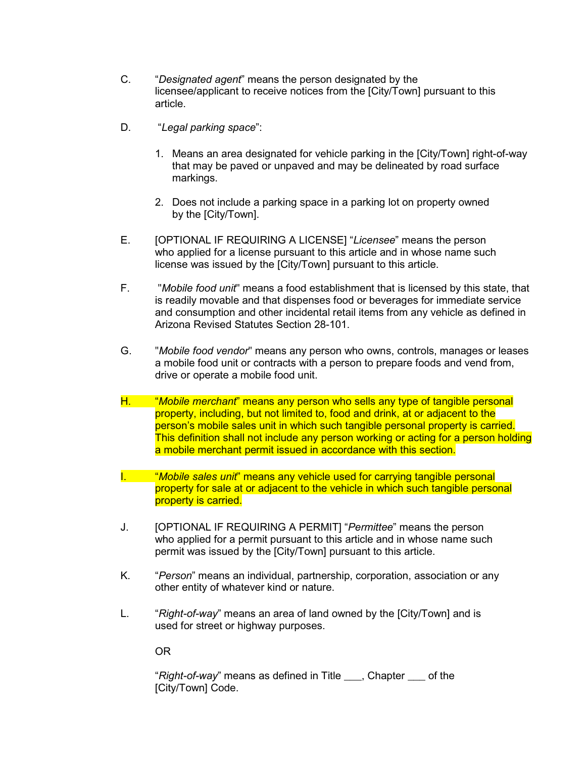C. “*Designated agent*” means the person designated by the licensee/applicant to receive notices from the [City/Town] pursuant to this article.

D. “*Legal parking space*”:

1. Means an area designated for vehicle parking in the [City/Town] right-of-way that may be paved or unpaved and may be delineated by road surface markings.

2. Does not include a parking space in a parking lot on property owned by the [City/Town].

E. [OPTIONAL IF REQUIRING A LICENSE] “*Licensee*” means the person who applied for a license pursuant to this article and in whose name such license was issued by the [City/Town] pursuant to this article.

F. "*Mobile food unit*" means a food establishment that is licensed by this state, that is readily movable and that dispenses food or beverages for immediate service and consumption and other incidental retail items from any vehicle as defined in Arizona Revised Statutes Section 28-101.

G. "*Mobile food vendor*" means any person who owns, controls, manages or leases a mobile food unit or contracts with a person to prepare foods and vend from, drive or operate a mobile food unit.

H. “*Mobile merchant*” means any person who sells any type of tangible personal property, including, but not limited to, food and drink, at or adjacent to the person’s mobile sales unit in which such tangible personal property is carried. This definition shall not include any person working or acting for a person holding a mobile merchant permit issued in accordance with this section.

I. “*Mobile sales unit*” means any vehicle used for carrying tangible personal property for sale at or adjacent to the vehicle in which such tangible personal property is carried.

J. [OPTIONAL IF REQUIRING A PERMIT] “*Permittee*” means the person who applied for a permit pursuant to this article and in whose name such permit was issued by the [City/Town] pursuant to this article.

K. “*Person*” means an individual, partnership, corporation, association or any other entity of whatever kind or nature.

L. “*Right-of-way*” means an area of land owned by the [City/Town] and is used for street or highway purposes.

OR

“*Right-of-way*” means as defined in Title ___, Chapter ___ of the [City/Town] Code.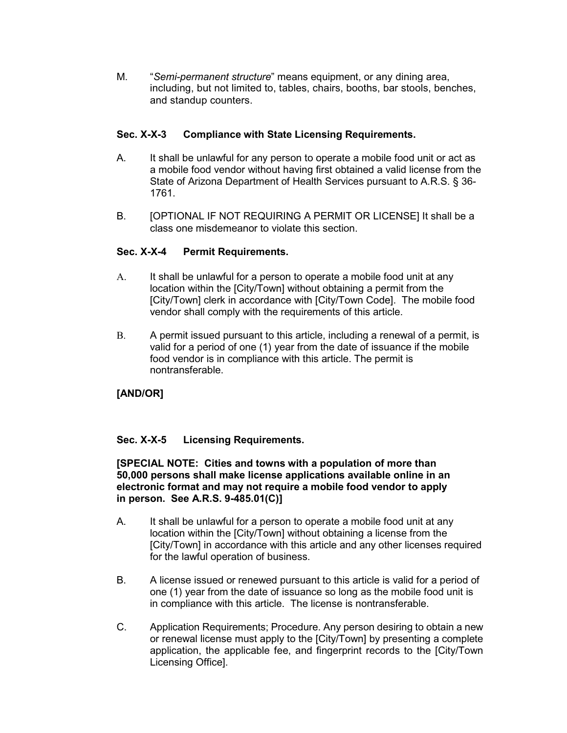M. "*Semi-permanent structure*" means equipment, or any dining area, including, but not limited to, tables, chairs, booths, bar stools, benches, and standup counters.

**Sec. X-X-3 Compliance with State Licensing Requirements.**

A. It shall be unlawful for any person to operate a mobile food unit or act as a mobile food vendor without having first obtained a valid license from the State of Arizona Department of Health Services pursuant to A.R.S. § 36-1761.

B. [OPTIONAL IF NOT REQUIRING A PERMIT OR LICENSE] It shall be a class one misdemeanor to violate this section.

**Sec. X-X-4 Permit Requirements.**

A. It shall be unlawful for a person to operate a mobile food unit at any location within the [City/Town] without obtaining a permit from the [City/Town] clerk in accordance with [City/Town Code]. The mobile food vendor shall comply with the requirements of this article.

B. A permit issued pursuant to this article, including a renewal of a permit, is valid for a period of one (1) year from the date of issuance if the mobile food vendor is in compliance with this article. The permit is nontransferable.

**[AND/OR]**

**Sec. X-X-5 Licensing Requirements.**

**[SPECIAL NOTE: Cities and towns with a population of more than 50,000 persons shall make license applications available online in an electronic format and may not require a mobile food vendor to apply in person. See A.R.S. 9-485.01(C)]**

A. It shall be unlawful for a person to operate a mobile food unit at any location within the [City/Town] without obtaining a license from the [City/Town] in accordance with this article and any other licenses required for the lawful operation of business.

B. A license issued or renewed pursuant to this article is valid for a period of one (1) year from the date of issuance so long as the mobile food unit is in compliance with this article. The license is nontransferable.

C. Application Requirements; Procedure. Any person desiring to obtain a new or renewal license must apply to the [City/Town] by presenting a complete application, the applicable fee, and fingerprint records to the [City/Town Licensing Office].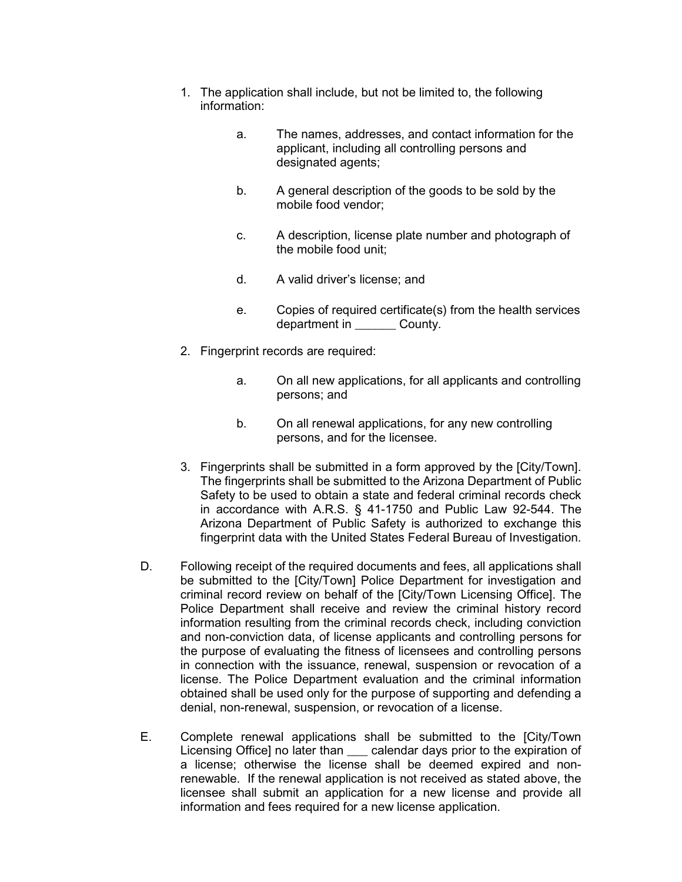1. The application shall include, but not be limited to, the following information:

    a. The names, addresses, and contact information for the applicant, including all controlling persons and designated agents;

    b. A general description of the goods to be sold by the mobile food vendor;

    c. A description, license plate number and photograph of the mobile food unit;

    d. A valid driver's license; and

    e. Copies of required certificate(s) from the health services department in ______ County.

2. Fingerprint records are required:

    a. On all new applications, for all applicants and controlling persons; and

    b. On all renewal applications, for any new controlling persons, and for the licensee.

3. Fingerprints shall be submitted in a form approved by the [City/Town]. The fingerprints shall be submitted to the Arizona Department of Public Safety to be used to obtain a state and federal criminal records check in accordance with A.R.S. § 41-1750 and Public Law 92-544. The Arizona Department of Public Safety is authorized to exchange this fingerprint data with the United States Federal Bureau of Investigation.

D. Following receipt of the required documents and fees, all applications shall be submitted to the [City/Town] Police Department for investigation and criminal record review on behalf of the [City/Town Licensing Office]. The Police Department shall receive and review the criminal history record information resulting from the criminal records check, including conviction and non-conviction data, of license applicants and controlling persons for the purpose of evaluating the fitness of licensees and controlling persons in connection with the issuance, renewal, suspension or revocation of a license. The Police Department evaluation and the criminal information obtained shall be used only for the purpose of supporting and defending a denial, non-renewal, suspension, or revocation of a license.

E. Complete renewal applications shall be submitted to the [City/Town Licensing Office] no later than ___ calendar days prior to the expiration of a license; otherwise the license shall be deemed expired and non-renewable. If the renewal application is not received as stated above, the licensee shall submit an application for a new license and provide all information and fees required for a new license application.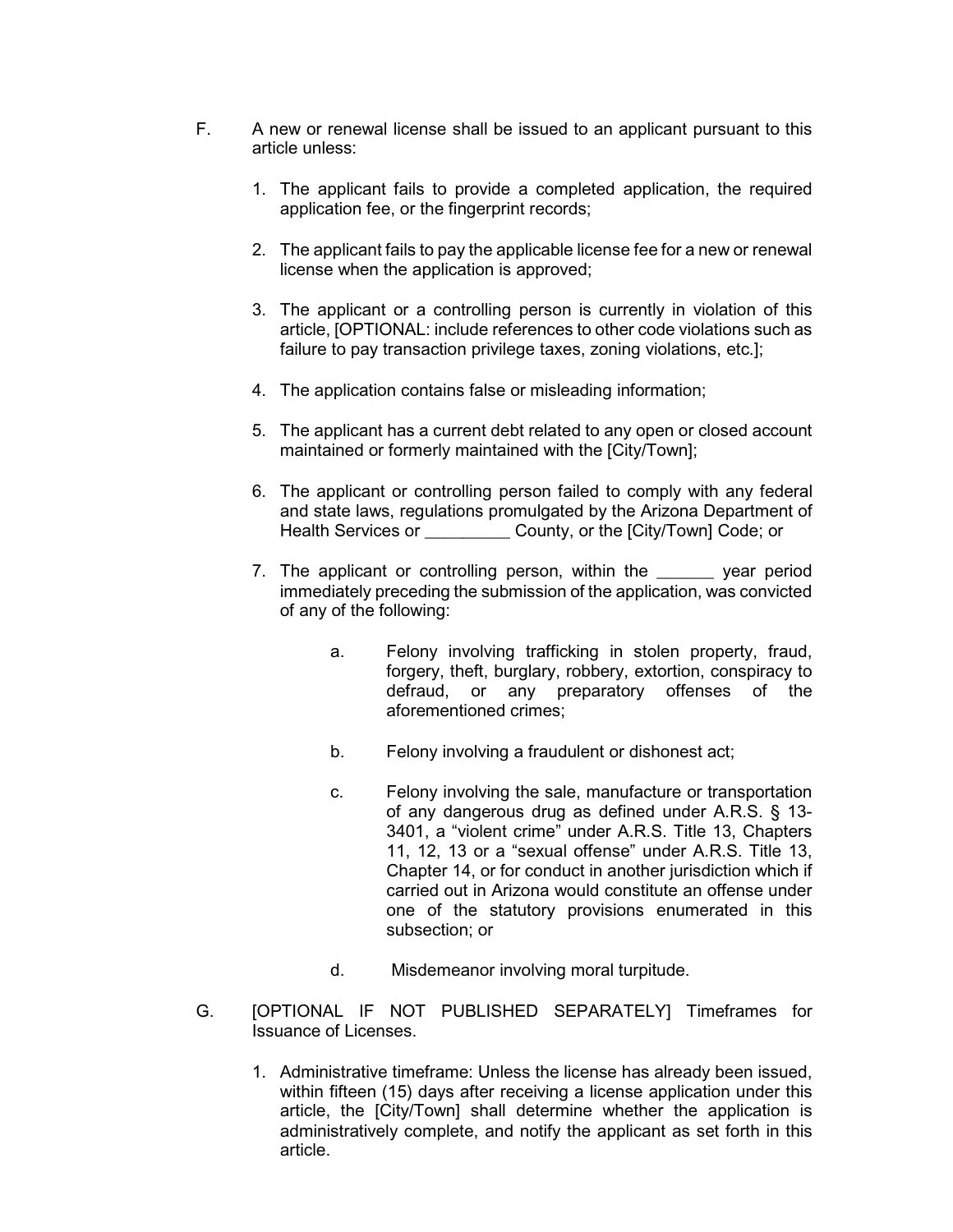F. A new or renewal license shall be issued to an applicant pursuant to this article unless:

1. The applicant fails to provide a completed application, the required application fee, or the fingerprint records;

2. The applicant fails to pay the applicable license fee for a new or renewal license when the application is approved;

3. The applicant or a controlling person is currently in violation of this article, [OPTIONAL: include references to other code violations such as failure to pay transaction privilege taxes, zoning violations, etc.];

4. The application contains false or misleading information;

5. The applicant has a current debt related to any open or closed account maintained or formerly maintained with the [City/Town];

6. The applicant or controlling person failed to comply with any federal and state laws, regulations promulgated by the Arizona Department of Health Services or _________ County, or the [City/Town] Code; or

7. The applicant or controlling person, within the ______ year period immediately preceding the submission of the application, was convicted of any of the following:

   a. Felony involving trafficking in stolen property, fraud, forgery, theft, burglary, robbery, extortion, conspiracy to defraud, or any preparatory offenses of the aforementioned crimes;

   b. Felony involving a fraudulent or dishonest act;

   c. Felony involving the sale, manufacture or transportation of any dangerous drug as defined under A.R.S. § 13-3401, a "violent crime" under A.R.S. Title 13, Chapters 11, 12, 13 or a "sexual offense" under A.R.S. Title 13, Chapter 14, or for conduct in another jurisdiction which if carried out in Arizona would constitute an offense under one of the statutory provisions enumerated in this subsection; or

   d. Misdemeanor involving moral turpitude.

G. [OPTIONAL IF NOT PUBLISHED SEPARATELY] Timeframes for Issuance of Licenses.

1. Administrative timeframe: Unless the license has already been issued, within fifteen (15) days after receiving a license application under this article, the [City/Town] shall determine whether the application is administratively complete, and notify the applicant as set forth in this article.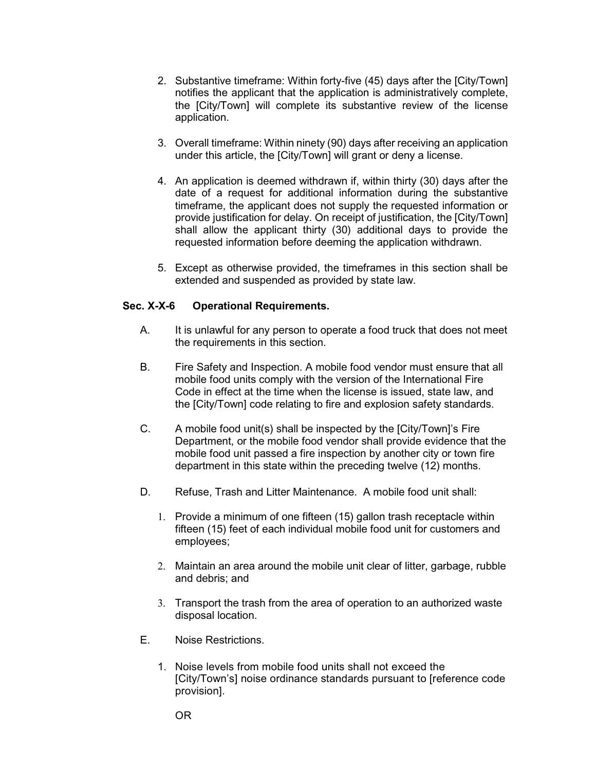2. Substantive timeframe: Within forty-five (45) days after the [City/Town] notifies the applicant that the application is administratively complete, the [City/Town] will complete its substantive review of the license application.

3. Overall timeframe: Within ninety (90) days after receiving an application under this article, the [City/Town] will grant or deny a license.

4. An application is deemed withdrawn if, within thirty (30) days after the date of a request for additional information during the substantive timeframe, the applicant does not supply the requested information or provide justification for delay. On receipt of justification, the [City/Town] shall allow the applicant thirty (30) additional days to provide the requested information before deeming the application withdrawn.

5. Except as otherwise provided, the timeframes in this section shall be extended and suspended as provided by state law.

**Sec. X-X-6 Operational Requirements.**

A. It is unlawful for any person to operate a food truck that does not meet the requirements in this section.

B. Fire Safety and Inspection. A mobile food vendor must ensure that all mobile food units comply with the version of the International Fire Code in effect at the time when the license is issued, state law, and the [City/Town] code relating to fire and explosion safety standards.

C. A mobile food unit(s) shall be inspected by the [City/Town]'s Fire Department, or the mobile food vendor shall provide evidence that the mobile food unit passed a fire inspection by another city or town fire department in this state within the preceding twelve (12) months.

D. Refuse, Trash and Litter Maintenance. A mobile food unit shall:

1. Provide a minimum of one fifteen (15) gallon trash receptacle within fifteen (15) feet of each individual mobile food unit for customers and employees;

2. Maintain an area around the mobile unit clear of litter, garbage, rubble and debris; and

3. Transport the trash from the area of operation to an authorized waste disposal location.

E. Noise Restrictions.

1. Noise levels from mobile food units shall not exceed the [City/Town's] noise ordinance standards pursuant to [reference code provision].

   OR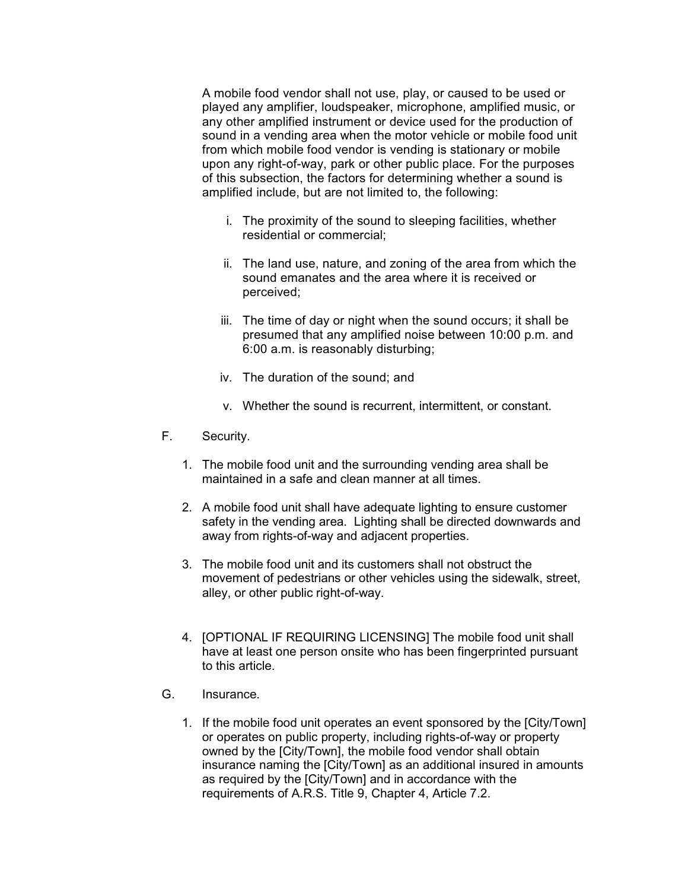A mobile food vendor shall not use, play, or caused to be used or played any amplifier, loudspeaker, microphone, amplified music, or any other amplified instrument or device used for the production of sound in a vending area when the motor vehicle or mobile food unit from which mobile food vendor is vending is stationary or mobile upon any right-of-way, park or other public place. For the purposes of this subsection, the factors for determining whether a sound is amplified include, but are not limited to, the following:

i. The proximity of the sound to sleeping facilities, whether residential or commercial;

ii. The land use, nature, and zoning of the area from which the sound emanates and the area where it is received or perceived;

iii. The time of day or night when the sound occurs; it shall be presumed that any amplified noise between 10:00 p.m. and 6:00 a.m. is reasonably disturbing;

iv. The duration of the sound; and

v. Whether the sound is recurrent, intermittent, or constant.

F. Security.

1. The mobile food unit and the surrounding vending area shall be maintained in a safe and clean manner at all times.

2. A mobile food unit shall have adequate lighting to ensure customer safety in the vending area. Lighting shall be directed downwards and away from rights-of-way and adjacent properties.

3. The mobile food unit and its customers shall not obstruct the movement of pedestrians or other vehicles using the sidewalk, street, alley, or other public right-of-way.

4. [OPTIONAL IF REQUIRING LICENSING] The mobile food unit shall have at least one person onsite who has been fingerprinted pursuant to this article.

G. Insurance.

1. If the mobile food unit operates an event sponsored by the [City/Town] or operates on public property, including rights-of-way or property owned by the [City/Town], the mobile food vendor shall obtain insurance naming the [City/Town] as an additional insured in amounts as required by the [City/Town] and in accordance with the requirements of A.R.S. Title 9, Chapter 4, Article 7.2.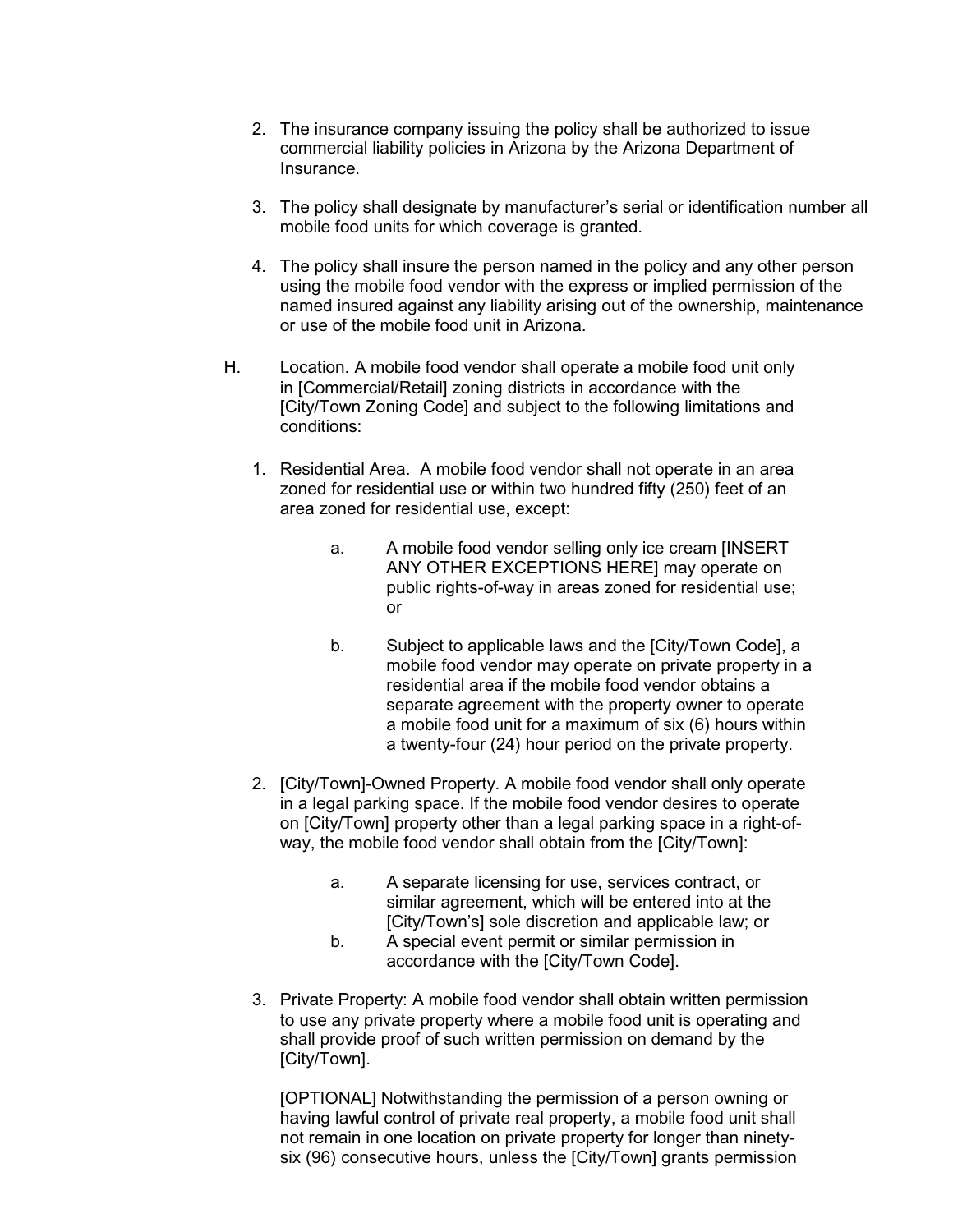2. The insurance company issuing the policy shall be authorized to issue commercial liability policies in Arizona by the Arizona Department of Insurance.

3. The policy shall designate by manufacturer's serial or identification number all mobile food units for which coverage is granted.

4. The policy shall insure the person named in the policy and any other person using the mobile food vendor with the express or implied permission of the named insured against any liability arising out of the ownership, maintenance or use of the mobile food unit in Arizona.

H. Location. A mobile food vendor shall operate a mobile food unit only in [Commercial/Retail] zoning districts in accordance with the [City/Town Zoning Code] and subject to the following limitations and conditions:

1. Residential Area. A mobile food vendor shall not operate in an area zoned for residential use or within two hundred fifty (250) feet of an area zoned for residential use, except:

    a. A mobile food vendor selling only ice cream [INSERT ANY OTHER EXCEPTIONS HERE] may operate on public rights-of-way in areas zoned for residential use; or

    b. Subject to applicable laws and the [City/Town Code], a mobile food vendor may operate on private property in a residential area if the mobile food vendor obtains a separate agreement with the property owner to operate a mobile food unit for a maximum of six (6) hours within a twenty-four (24) hour period on the private property.

2. [City/Town]-Owned Property. A mobile food vendor shall only operate in a legal parking space. If the mobile food vendor desires to operate on [City/Town] property other than a legal parking space in a right-of-way, the mobile food vendor shall obtain from the [City/Town]:

    a. A separate licensing for use, services contract, or similar agreement, which will be entered into at the [City/Town's] sole discretion and applicable law; or

    b. A special event permit or similar permission in accordance with the [City/Town Code].

3. Private Property: A mobile food vendor shall obtain written permission to use any private property where a mobile food unit is operating and shall provide proof of such written permission on demand by the [City/Town].

    [OPTIONAL] Notwithstanding the permission of a person owning or having lawful control of private real property, a mobile food unit shall not remain in one location on private property for longer than ninety-six (96) consecutive hours, unless the [City/Town] grants permission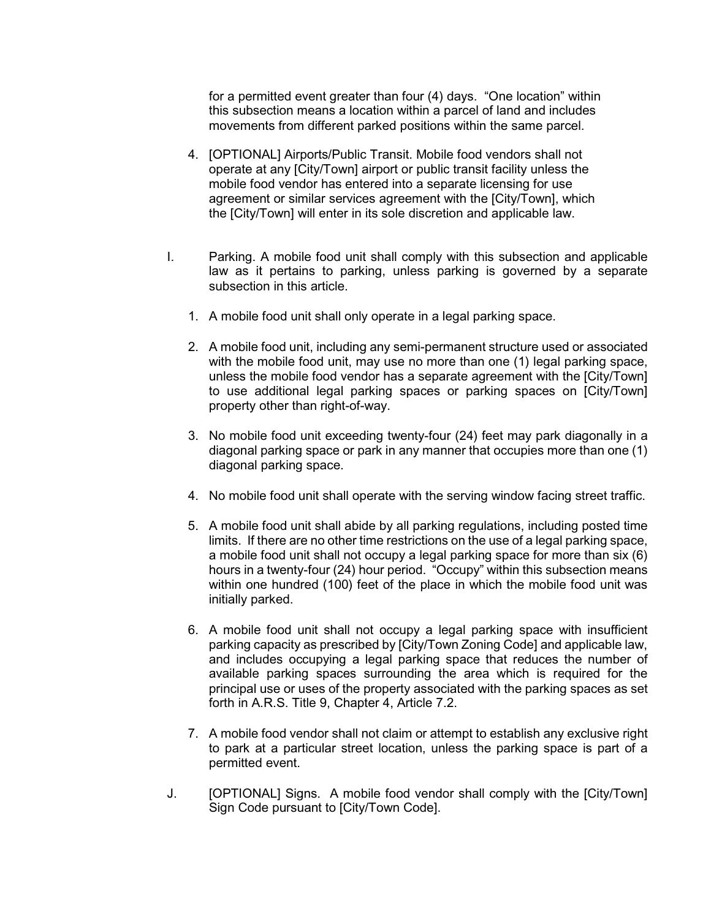for a permitted event greater than four (4) days. “One location” within this subsection means a location within a parcel of land and includes movements from different parked positions within the same parcel.

4. [OPTIONAL] Airports/Public Transit. Mobile food vendors shall not operate at any [City/Town] airport or public transit facility unless the mobile food vendor has entered into a separate licensing for use agreement or similar services agreement with the [City/Town], which the [City/Town] will enter in its sole discretion and applicable law.

I. Parking. A mobile food unit shall comply with this subsection and applicable law as it pertains to parking, unless parking is governed by a separate subsection in this article.

1. A mobile food unit shall only operate in a legal parking space.

2. A mobile food unit, including any semi-permanent structure used or associated with the mobile food unit, may use no more than one (1) legal parking space, unless the mobile food vendor has a separate agreement with the [City/Town] to use additional legal parking spaces or parking spaces on [City/Town] property other than right-of-way.

3. No mobile food unit exceeding twenty-four (24) feet may park diagonally in a diagonal parking space or park in any manner that occupies more than one (1) diagonal parking space.

4. No mobile food unit shall operate with the serving window facing street traffic.

5. A mobile food unit shall abide by all parking regulations, including posted time limits. If there are no other time restrictions on the use of a legal parking space, a mobile food unit shall not occupy a legal parking space for more than six (6) hours in a twenty-four (24) hour period. “Occupy” within this subsection means within one hundred (100) feet of the place in which the mobile food unit was initially parked.

6. A mobile food unit shall not occupy a legal parking space with insufficient parking capacity as prescribed by [City/Town Zoning Code] and applicable law, and includes occupying a legal parking space that reduces the number of available parking spaces surrounding the area which is required for the principal use or uses of the property associated with the parking spaces as set forth in A.R.S. Title 9, Chapter 4, Article 7.2.

7. A mobile food vendor shall not claim or attempt to establish any exclusive right to park at a particular street location, unless the parking space is part of a permitted event.

J. [OPTIONAL] Signs. A mobile food vendor shall comply with the [City/Town] Sign Code pursuant to [City/Town Code].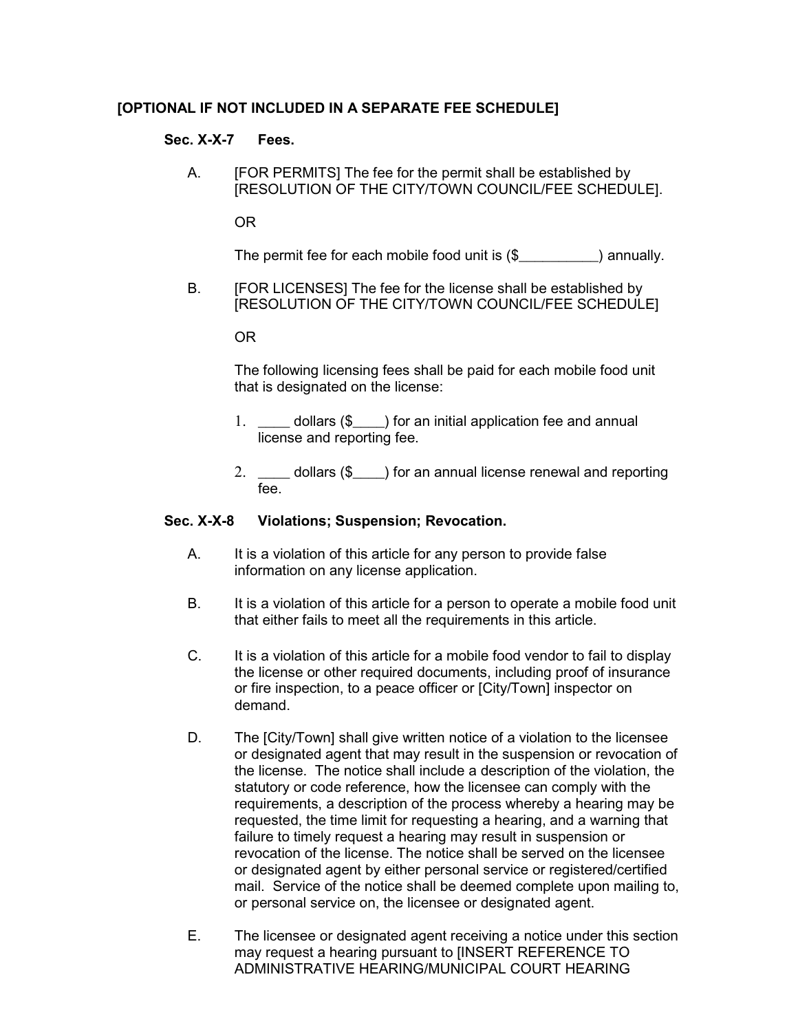**[OPTIONAL IF NOT INCLUDED IN A SEPARATE FEE SCHEDULE]**

**Sec. X-X-7 Fees.**

A. [FOR PERMITS] The fee for the permit shall be established by [RESOLUTION OF THE CITY/TOWN COUNCIL/FEE SCHEDULE].

OR

The permit fee for each mobile food unit is ($__________) annually.

B. [FOR LICENSES] The fee for the license shall be established by [RESOLUTION OF THE CITY/TOWN COUNCIL/FEE SCHEDULE]

OR

The following licensing fees shall be paid for each mobile food unit that is designated on the license:

1. ____ dollars ($____) for an initial application fee and annual license and reporting fee.

2. ____ dollars ($____) for an annual license renewal and reporting fee.

**Sec. X-X-8 Violations; Suspension; Revocation.**

A. It is a violation of this article for any person to provide false information on any license application.

B. It is a violation of this article for a person to operate a mobile food unit that either fails to meet all the requirements in this article.

C. It is a violation of this article for a mobile food vendor to fail to display the license or other required documents, including proof of insurance or fire inspection, to a peace officer or [City/Town] inspector on demand.

D. The [City/Town] shall give written notice of a violation to the licensee or designated agent that may result in the suspension or revocation of the license. The notice shall include a description of the violation, the statutory or code reference, how the licensee can comply with the requirements, a description of the process whereby a hearing may be requested, the time limit for requesting a hearing, and a warning that failure to timely request a hearing may result in suspension or revocation of the license. The notice shall be served on the licensee or designated agent by either personal service or registered/certified mail. Service of the notice shall be deemed complete upon mailing to, or personal service on, the licensee or designated agent.

E. The licensee or designated agent receiving a notice under this section may request a hearing pursuant to [INSERT REFERENCE TO ADMINISTRATIVE HEARING/MUNICIPAL COURT HEARING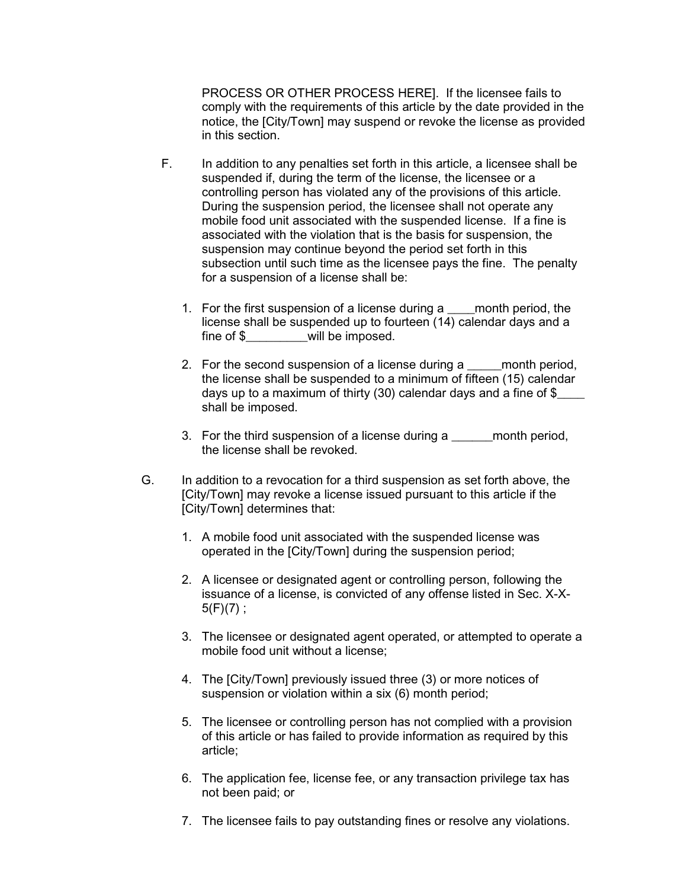PROCESS OR OTHER PROCESS HERE]. If the licensee fails to comply with the requirements of this article by the date provided in the notice, the [City/Town] may suspend or revoke the license as provided in this section.

F. In addition to any penalties set forth in this article, a licensee shall be suspended if, during the term of the license, the licensee or a controlling person has violated any of the provisions of this article. During the suspension period, the licensee shall not operate any mobile food unit associated with the suspended license. If a fine is associated with the violation that is the basis for suspension, the suspension may continue beyond the period set forth in this subsection until such time as the licensee pays the fine. The penalty for a suspension of a license shall be:

1. For the first suspension of a license during a ____month period, the license shall be suspended up to fourteen (14) calendar days and a fine of $_________will be imposed.

2. For the second suspension of a license during a _____month period, the license shall be suspended to a minimum of fifteen (15) calendar days up to a maximum of thirty (30) calendar days and a fine of $____ shall be imposed.

3. For the third suspension of a license during a ______month period, the license shall be revoked.

G. In addition to a revocation for a third suspension as set forth above, the [City/Town] may revoke a license issued pursuant to this article if the [City/Town] determines that:

1. A mobile food unit associated with the suspended license was operated in the [City/Town] during the suspension period;

2. A licensee or designated agent or controlling person, following the issuance of a license, is convicted of any offense listed in Sec. X-X-5(F)(7) ;

3. The licensee or designated agent operated, or attempted to operate a mobile food unit without a license;

4. The [City/Town] previously issued three (3) or more notices of suspension or violation within a six (6) month period;

5. The licensee or controlling person has not complied with a provision of this article or has failed to provide information as required by this article;

6. The application fee, license fee, or any transaction privilege tax has not been paid; or

7. The licensee fails to pay outstanding fines or resolve any violations.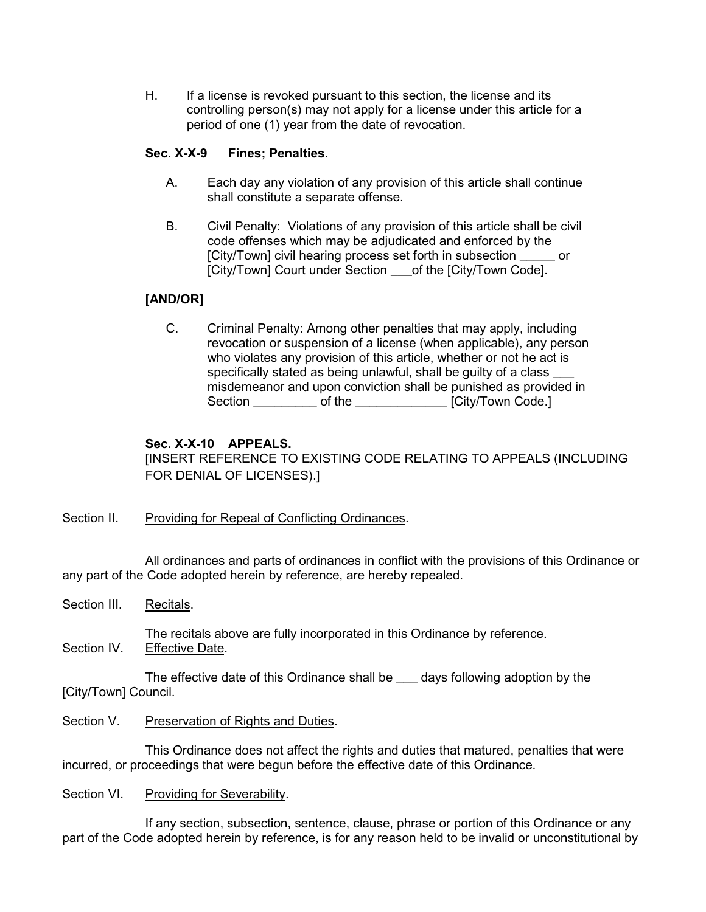H. If a license is revoked pursuant to this section, the license and its controlling person(s) may not apply for a license under this article for a period of one (1) year from the date of revocation.

**Sec. X-X-9 Fines; Penalties.**

A. Each day any violation of any provision of this article shall continue shall constitute a separate offense.

B. Civil Penalty: Violations of any provision of this article shall be civil code offenses which may be adjudicated and enforced by the [City/Town] civil hearing process set forth in subsection _____ or [City/Town] Court under Section ___of the [City/Town Code].

**[AND/OR]**

C. Criminal Penalty: Among other penalties that may apply, including revocation or suspension of a license (when applicable), any person who violates any provision of this article, whether or not he act is specifically stated as being unlawful, shall be guilty of a class ___ misdemeanor and upon conviction shall be punished as provided in Section _________ of the _____________ [City/Town Code.]

**Sec. X-X-10 APPEALS.**
[INSERT REFERENCE TO EXISTING CODE RELATING TO APPEALS (INCLUDING FOR DENIAL OF LICENSES).]

Section II. Providing for Repeal of Conflicting Ordinances.

All ordinances and parts of ordinances in conflict with the provisions of this Ordinance or any part of the Code adopted herein by reference, are hereby repealed.

Section III. Recitals.

The recitals above are fully incorporated in this Ordinance by reference.

Section IV. Effective Date.

The effective date of this Ordinance shall be ___ days following adoption by the [City/Town] Council.

Section V. Preservation of Rights and Duties.

This Ordinance does not affect the rights and duties that matured, penalties that were incurred, or proceedings that were begun before the effective date of this Ordinance.

Section VI. Providing for Severability.

If any section, subsection, sentence, clause, phrase or portion of this Ordinance or any part of the Code adopted herein by reference, is for any reason held to be invalid or unconstitutional by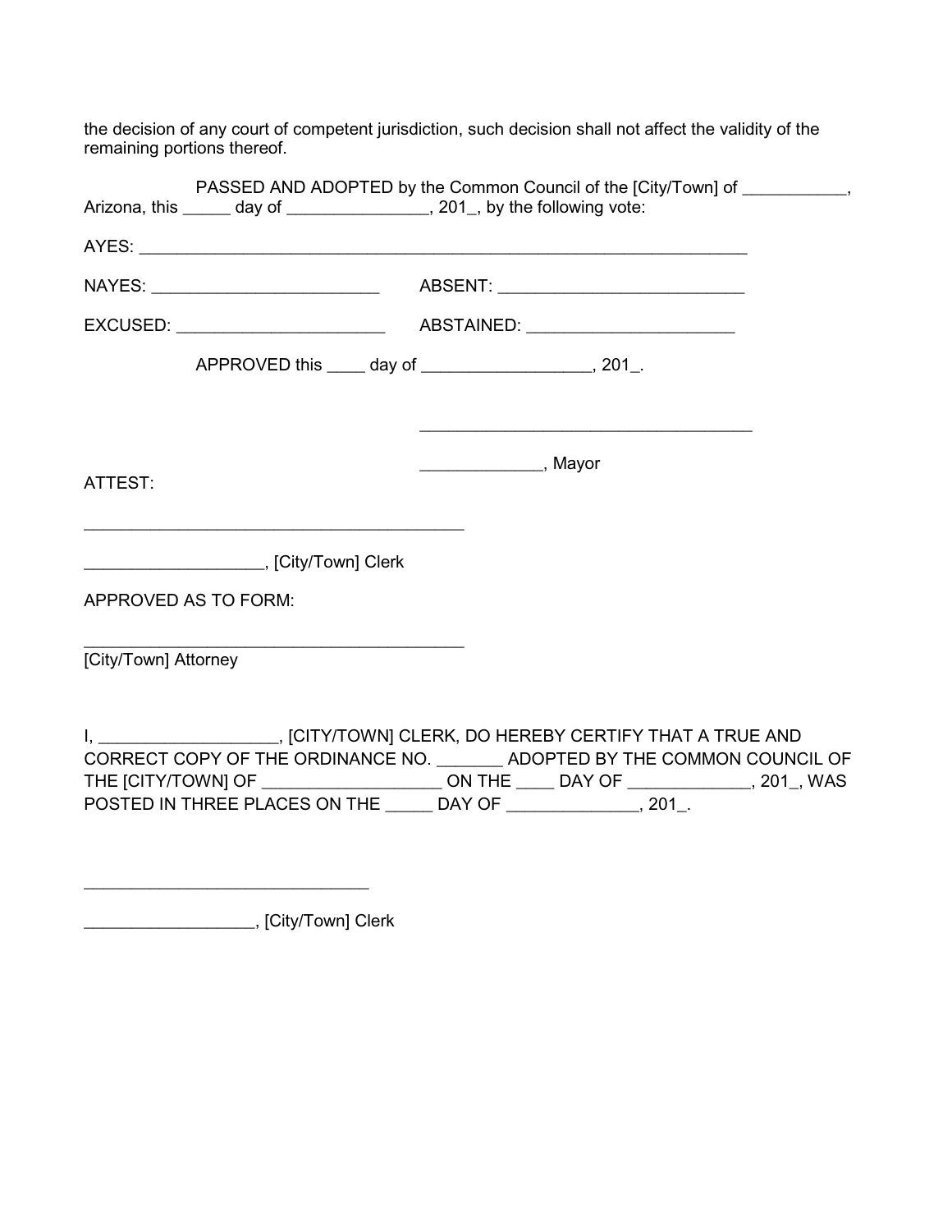the decision of any court of competent jurisdiction, such decision shall not affect the validity of the remaining portions thereof.

PASSED AND ADOPTED by the Common Council of the [City/Town] of ___________, Arizona, this _____ day of _______________, 201_, by the following vote:

AYES: ____________________________________________________________________

NAYES: ________________________ ABSENT: __________________________

EXCUSED: ______________________ ABSTAINED: ______________________

APPROVED this ____ day of _________________, 201_.

___________________________________

_____________, Mayor

ATTEST:

________________________________________

__________________, [City/Town] Clerk

APPROVED AS TO FORM:

________________________________________

[City/Town] Attorney

I, ___________________, [CITY/TOWN] CLERK, DO HEREBY CERTIFY THAT A TRUE AND CORRECT COPY OF THE ORDINANCE NO. _______ ADOPTED BY THE COMMON COUNCIL OF THE [CITY/TOWN] OF ___________________ ON THE ____ DAY OF _____________, 201_, WAS POSTED IN THREE PLACES ON THE _____ DAY OF ______________, 201_.

______________________________

__________________, [City/Town] Clerk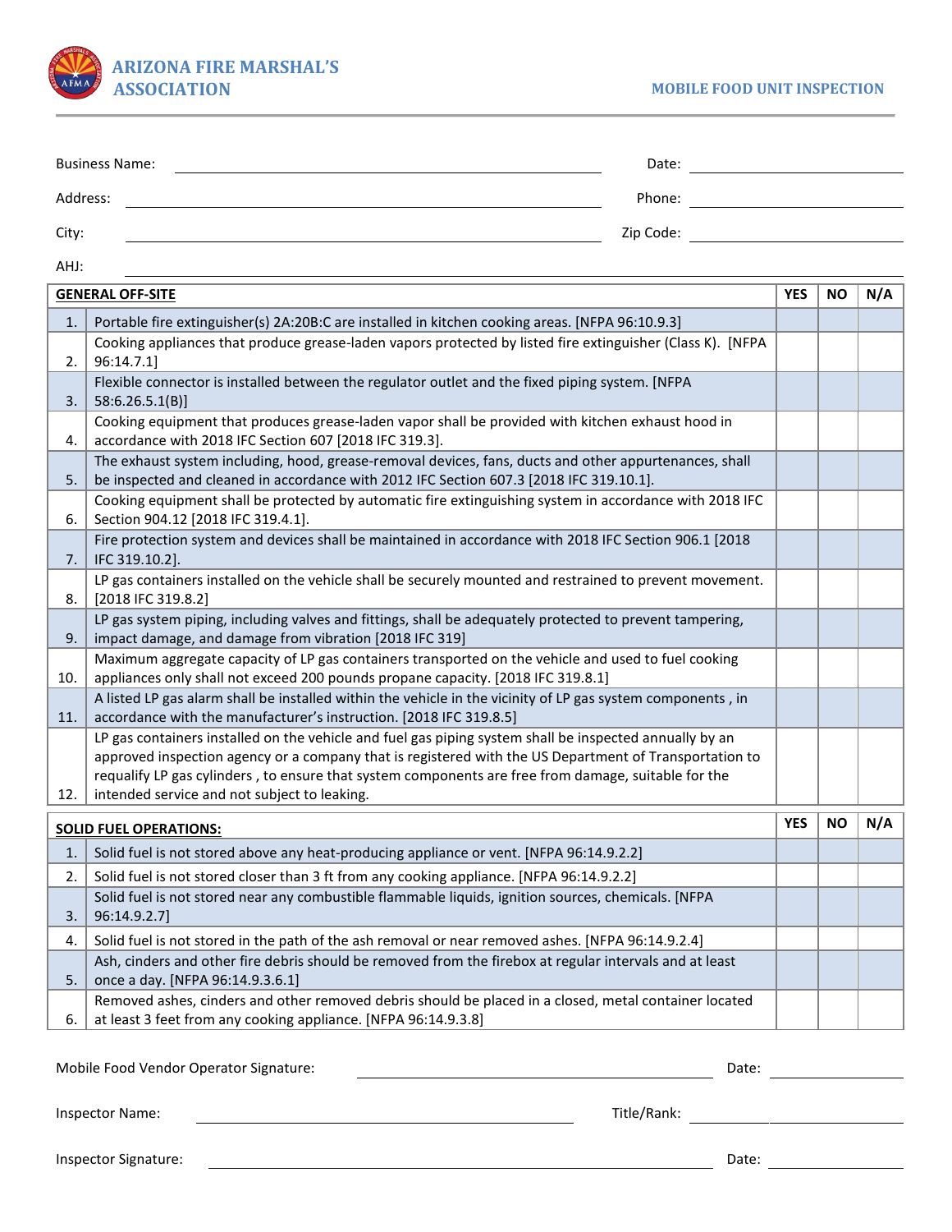**ARIZONA FIRE MARSHAL'S ASSOCIATION**

**MOBILE FOOD UNIT INSPECTION**

Business Name: ______________________ Date: ______________

Address: ______________________ Phone: ______________

City: ______________________ Zip Code: ______________

AHJ: ______________________

| | GENERAL OFF-SITE | YES | NO | N/A |
|---|---|---|---|---|
| 1. | Portable fire extinguisher(s) 2A:20B:C are installed in kitchen cooking areas. [NFPA 96:10.9.3] | | | |
| 2. | Cooking appliances that produce grease-laden vapors protected by listed fire extinguisher (Class K). [NFPA 96:14.7.1] | | | |
| 3. | Flexible connector is installed between the regulator outlet and the fixed piping system. [NFPA 58:6.26.5.1(B)] | | | |
| 4. | Cooking equipment that produces grease-laden vapor shall be provided with kitchen exhaust hood in accordance with 2018 IFC Section 607 [2018 IFC 319.3]. | | | |
| 5. | The exhaust system including, hood, grease-removal devices, fans, ducts and other appurtenances, shall be inspected and cleaned in accordance with 2012 IFC Section 607.3 [2018 IFC 319.10.1]. | | | |
| 6. | Cooking equipment shall be protected by automatic fire extinguishing system in accordance with 2018 IFC Section 904.12 [2018 IFC 319.4.1]. | | | |
| 7. | Fire protection system and devices shall be maintained in accordance with 2018 IFC Section 906.1 [2018 IFC 319.10.2]. | | | |
| 8. | LP gas containers installed on the vehicle shall be securely mounted and restrained to prevent movement. [2018 IFC 319.8.2] | | | |
| 9. | LP gas system piping, including valves and fittings, shall be adequately protected to prevent tampering, impact damage, and damage from vibration [2018 IFC 319] | | | |
| 10. | Maximum aggregate capacity of LP gas containers transported on the vehicle and used to fuel cooking appliances only shall not exceed 200 pounds propane capacity. [2018 IFC 319.8.1] | | | |
| 11. | A listed LP gas alarm shall be installed within the vehicle in the vicinity of LP gas system components , in accordance with the manufacturer's instruction. [2018 IFC 319.8.5] | | | |
| 12. | LP gas containers installed on the vehicle and fuel gas piping system shall be inspected annually by an approved inspection agency or a company that is registered with the US Department of Transportation to requalify LP gas cylinders , to ensure that system components are free from damage, suitable for the intended service and not subject to leaking. | | | |

| | SOLID FUEL OPERATIONS: | YES | NO | N/A |
|---|---|---|---|---|
| 1. | Solid fuel is not stored above any heat-producing appliance or vent. [NFPA 96:14.9.2.2] | | | |
| 2. | Solid fuel is not stored closer than 3 ft from any cooking appliance. [NFPA 96:14.9.2.2] | | | |
| 3. | Solid fuel is not stored near any combustible flammable liquids, ignition sources, chemicals. [NFPA 96:14.9.2.7] | | | |
| 4. | Solid fuel is not stored in the path of the ash removal or near removed ashes. [NFPA 96:14.9.2.4] | | | |
| 5. | Ash, cinders and other fire debris should be removed from the firebox at regular intervals and at least once a day. [NFPA 96:14.9.3.6.1] | | | |
| 6. | Removed ashes, cinders and other removed debris should be placed in a closed, metal container located at least 3 feet from any cooking appliance. [NFPA 96:14.9.3.8] | | | |

Mobile Food Vendor Operator Signature: ______________________ Date: ______________

Inspector Name: ______________________ Title/Rank: ______________

Inspector Signature: ______________________ Date: ______________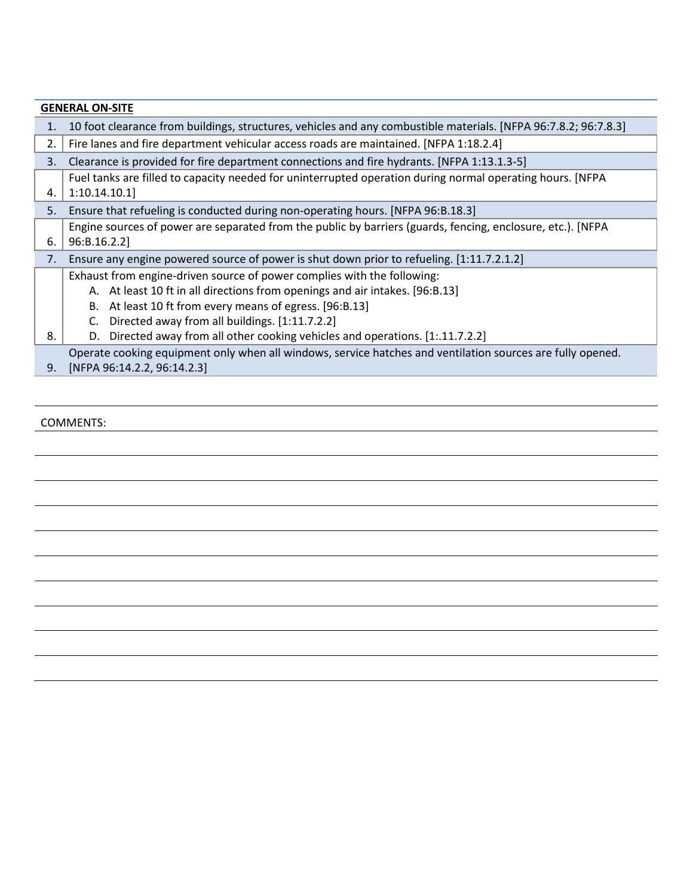| GENERAL ON-SITE | |
|---|---|
| 1. | 10 foot clearance from buildings, structures, vehicles and any combustible materials. [NFPA 96:7.8.2; 96:7.8.3] |
| 2. | Fire lanes and fire department vehicular access roads are maintained. [NFPA 1:18.2.4] |
| 3. | Clearance is provided for fire department connections and fire hydrants. [NFPA 1:13.1.3-5] |
| 4. | Fuel tanks are filled to capacity needed for uninterrupted operation during normal operating hours. [NFPA 1:10.14.10.1] |
| 5. | Ensure that refueling is conducted during non-operating hours. [NFPA 96:B.18.3] |
| 6. | Engine sources of power are separated from the public by barriers (guards, fencing, enclosure, etc.). [NFPA 96:B.16.2.2] |
| 7. | Ensure any engine powered source of power is shut down prior to refueling. [1:11.7.2.1.2] |
| 8. | Exhaust from engine-driven source of power complies with the following:<br>A. At least 10 ft in all directions from openings and air intakes. [96:B.13]<br>B. At least 10 ft from every means of egress. [96:B.13]<br>C. Directed away from all buildings. [1:11.7.2.2]<br>D. Directed away from all other cooking vehicles and operations. [1:.11.7.2.2] |
| 9. | Operate cooking equipment only when all windows, service hatches and ventilation sources are fully opened. [NFPA 96:14.2.2, 96:14.2.3] |

COMMENTS: